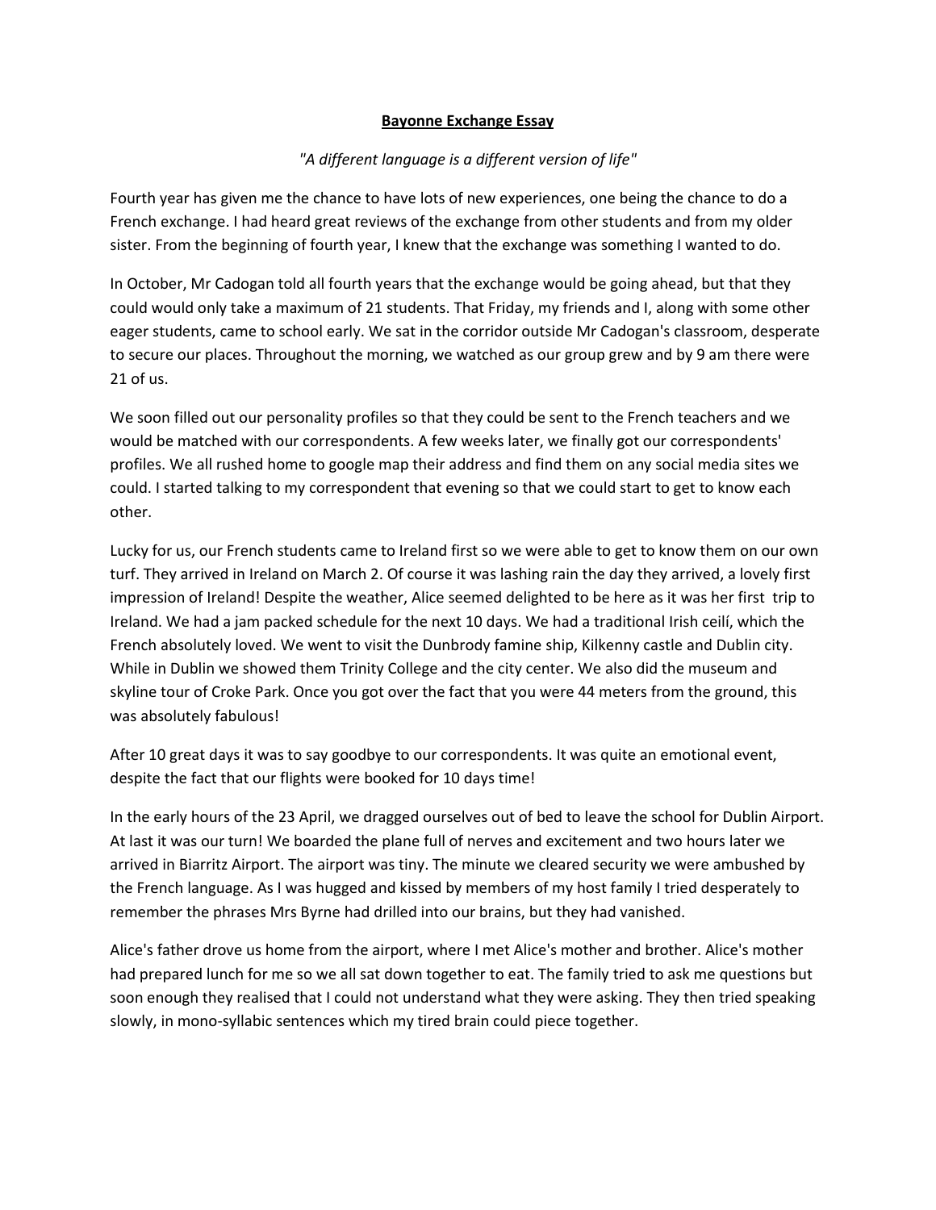# **Bayonne Exchange Essay**

*"A different language is a different version of life"*

Fourth year has given me the chance to have lots of new experiences, one being the chance to do a French exchange. I had heard great reviews of the exchange from other students and from my older sister. From the beginning of fourth year, I knew that the exchange was something I wanted to do.

In October, Mr Cadogan told all fourth years that the exchange would be going ahead, but that they could would only take a maximum of 21 students. That Friday, my friends and I, along with some other eager students, came to school early. We sat in the corridor outside Mr Cadogan's classroom, desperate to secure our places. Throughout the morning, we watched as our group grew and by 9 am there were 21 of us.

We soon filled out our personality profiles so that they could be sent to the French teachers and we would be matched with our correspondents. A few weeks later, we finally got our correspondents' profiles. We all rushed home to google map their address and find them on any social media sites we could. I started talking to my correspondent that evening so that we could start to get to know each other.

Lucky for us, our French students came to Ireland first so we were able to get to know them on our own turf. They arrived in Ireland on March 2. Of course it was lashing rain the day they arrived, a lovely first impression of Ireland! Despite the weather, Alice seemed delighted to be here as it was her first trip to Ireland. We had a jam packed schedule for the next 10 days. We had a traditional Irish ceilí, which the French absolutely loved. We went to visit the Dunbrody famine ship, Kilkenny castle and Dublin city. While in Dublin we showed them Trinity College and the city center. We also did the museum and skyline tour of Croke Park. Once you got over the fact that you were 44 meters from the ground, this was absolutely fabulous!

After 10 great days it was to say goodbye to our correspondents. It was quite an emotional event, despite the fact that our flights were booked for 10 days time!

In the early hours of the 23 April, we dragged ourselves out of bed to leave the school for Dublin Airport. At last it was our turn! We boarded the plane full of nerves and excitement and two hours later we arrived in Biarritz Airport. The airport was tiny. The minute we cleared security we were ambushed by the French language. As I was hugged and kissed by members of my host family I tried desperately to remember the phrases Mrs Byrne had drilled into our brains, but they had vanished.

Alice's father drove us home from the airport, where I met Alice's mother and brother. Alice's mother had prepared lunch for me so we all sat down together to eat. The family tried to ask me questions but soon enough they realised that I could not understand what they were asking. They then tried speaking slowly, in mono-syllabic sentences which my tired brain could piece together.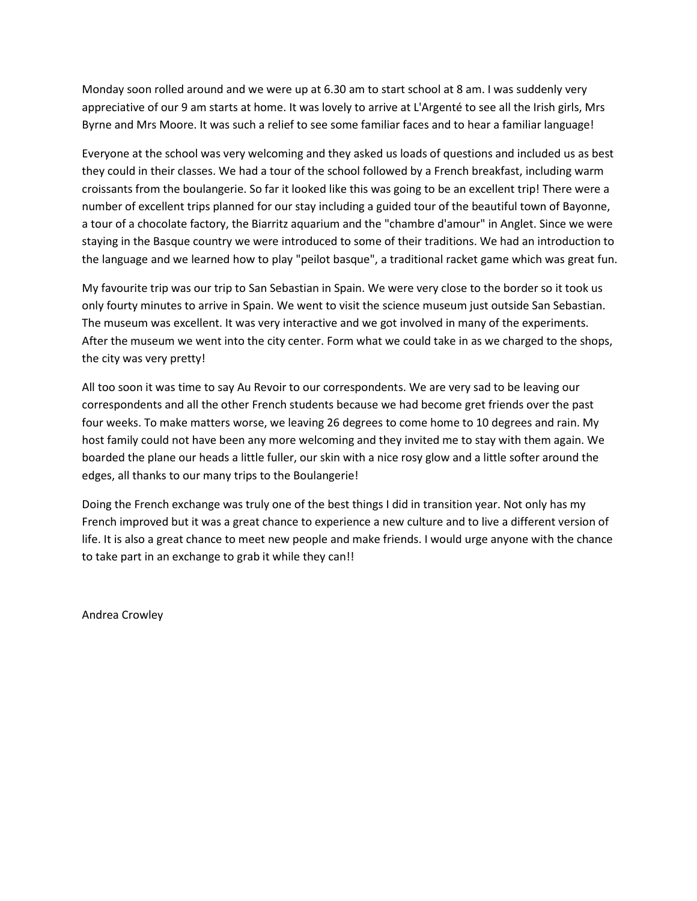Monday soon rolled around and we were up at 6.30 am to start school at 8 am. I was suddenly very appreciative of our 9 am starts at home. It was lovely to arrive at L'Argenté to see all the Irish girls, Mrs Byrne and Mrs Moore. It was such a relief to see some familiar faces and to hear a familiar language!

Everyone at the school was very welcoming and they asked us loads of questions and included us as best they could in their classes. We had a tour of the school followed by a French breakfast, including warm croissants from the boulangerie. So far it looked like this was going to be an excellent trip! There were a number of excellent trips planned for our stay including a guided tour of the beautiful town of Bayonne, a tour of a chocolate factory, the Biarritz aquarium and the "chambre d'amour" in Anglet. Since we were staying in the Basque country we were introduced to some of their traditions. We had an introduction to the language and we learned how to play "peilot basque", a traditional racket game which was great fun.

My favourite trip was our trip to San Sebastian in Spain. We were very close to the border so it took us only fourty minutes to arrive in Spain. We went to visit the science museum just outside San Sebastian. The museum was excellent. It was very interactive and we got involved in many of the experiments. After the museum we went into the city center. Form what we could take in as we charged to the shops, the city was very pretty!

All too soon it was time to say Au Revoir to our correspondents. We are very sad to be leaving our correspondents and all the other French students because we had become gret friends over the past four weeks. To make matters worse, we leaving 26 degrees to come home to 10 degrees and rain. My host family could not have been any more welcoming and they invited me to stay with them again. We boarded the plane our heads a little fuller, our skin with a nice rosy glow and a little softer around the edges, all thanks to our many trips to the Boulangerie!

Doing the French exchange was truly one of the best things I did in transition year. Not only has my French improved but it was a great chance to experience a new culture and to live a different version of life. It is also a great chance to meet new people and make friends. I would urge anyone with the chance to take part in an exchange to grab it while they can!!

Andrea Crowley